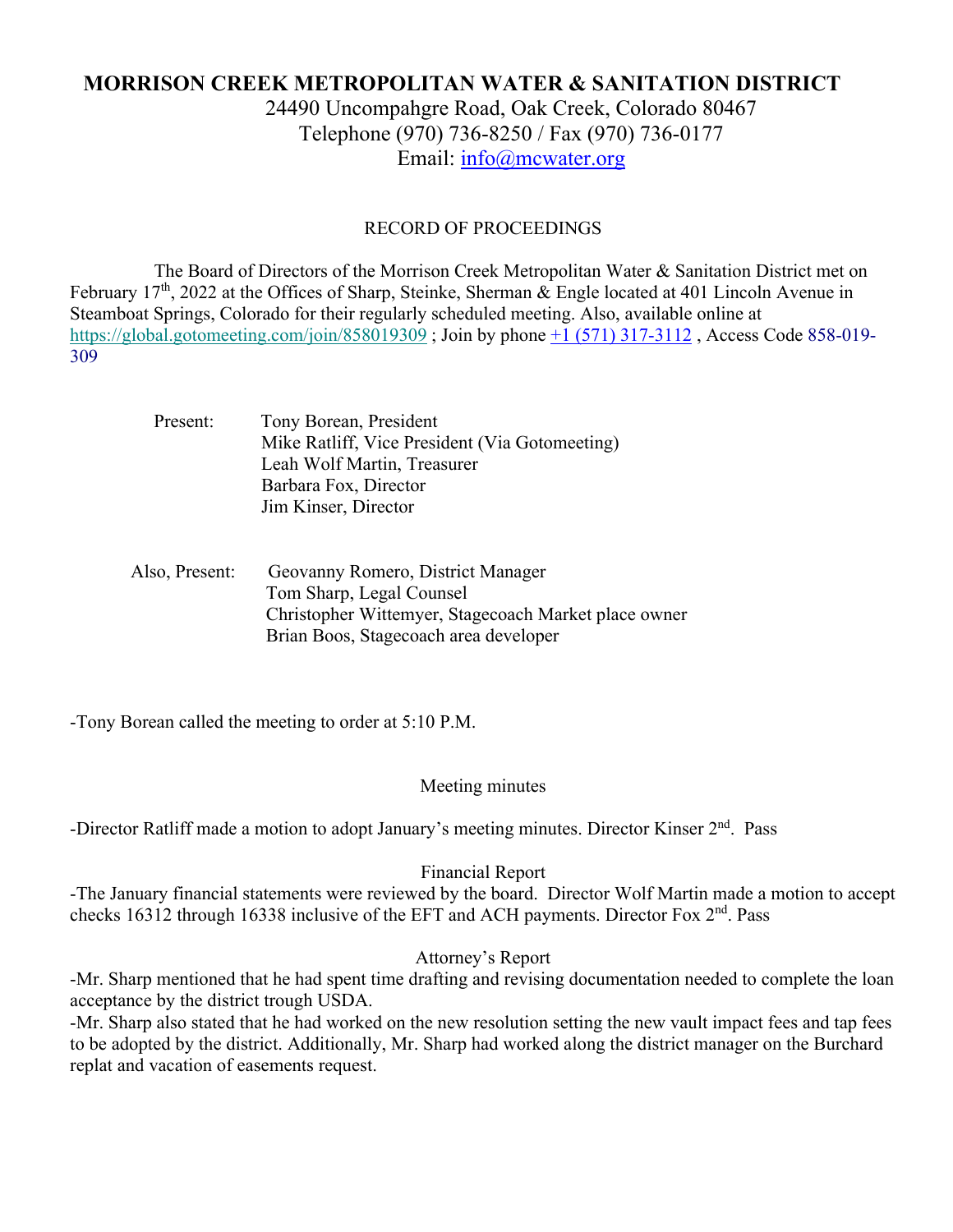# MORRISON CREEK METROPOLITAN WATER & SANITATION DISTRICT

24490 Uncompahgre Road, Oak Creek, Colorado 80467
Telephone (970) 736-8250 / Fax (970) 736-0177
Email: info@mcwater.org

RECORD OF PROCEEDINGS

The Board of Directors of the Morrison Creek Metropolitan Water & Sanitation District met on February 17th, 2022 at the Offices of Sharp, Steinke, Sherman & Engle located at 401 Lincoln Avenue in Steamboat Springs, Colorado for their regularly scheduled meeting. Also, available online at https://global.gotomeeting.com/join/858019309 ; Join by phone +1 (571) 317-3112 , Access Code 858-019-309

Present:
Tony Borean, President
Mike Ratliff, Vice President (Via Gotomeeting)
Leah Wolf Martin, Treasurer
Barbara Fox, Director
Jim Kinser, Director

Also, Present:
Geovanny Romero, District Manager
Tom Sharp, Legal Counsel
Christopher Wittemyer, Stagecoach Market place owner
Brian Boos, Stagecoach area developer

-Tony Borean called the meeting to order at 5:10 P.M.

Meeting minutes

-Director Ratliff made a motion to adopt January's meeting minutes. Director Kinser 2nd. Pass

Financial Report

-The January financial statements were reviewed by the board. Director Wolf Martin made a motion to accept checks 16312 through 16338 inclusive of the EFT and ACH payments. Director Fox 2nd. Pass

Attorney's Report

-Mr. Sharp mentioned that he had spent time drafting and revising documentation needed to complete the loan acceptance by the district trough USDA.

-Mr. Sharp also stated that he had worked on the new resolution setting the new vault impact fees and tap fees to be adopted by the district. Additionally, Mr. Sharp had worked along the district manager on the Burchard replat and vacation of easements request.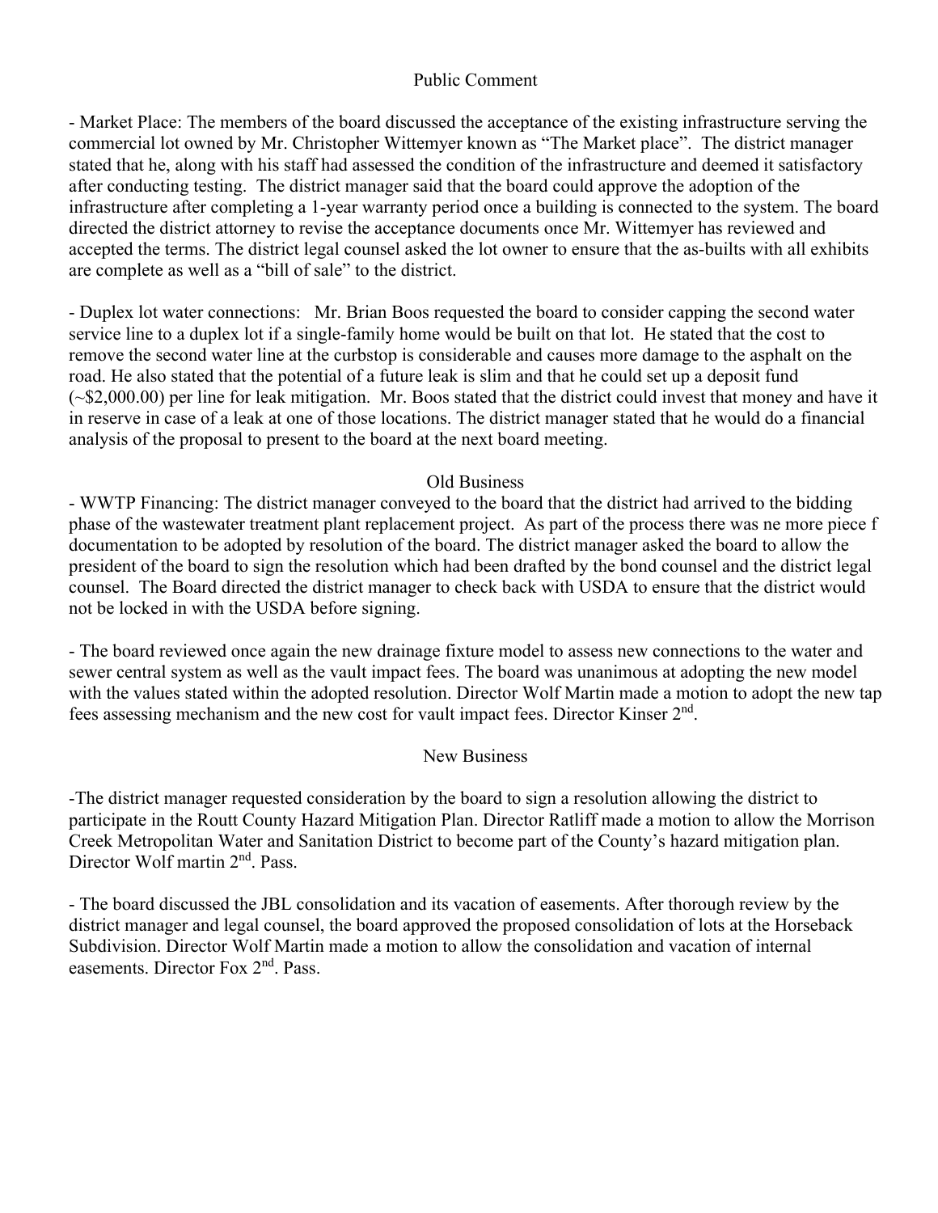## Public Comment

- Market Place: The members of the board discussed the acceptance of the existing infrastructure serving the commercial lot owned by Mr. Christopher Wittemyer known as "The Market place". The district manager stated that he, along with his staff had assessed the condition of the infrastructure and deemed it satisfactory after conducting testing. The district manager said that the board could approve the adoption of the infrastructure after completing a 1-year warranty period once a building is connected to the system. The board directed the district attorney to revise the acceptance documents once Mr. Wittemyer has reviewed and accepted the terms. The district legal counsel asked the lot owner to ensure that the as-builts with all exhibits are complete as well as a "bill of sale" to the district.

- Duplex lot water connections: Mr. Brian Boos requested the board to consider capping the second water service line to a duplex lot if a single-family home would be built on that lot. He stated that the cost to remove the second water line at the curbstop is considerable and causes more damage to the asphalt on the road. He also stated that the potential of a future leak is slim and that he could set up a deposit fund (~$2,000.00) per line for leak mitigation. Mr. Boos stated that the district could invest that money and have it in reserve in case of a leak at one of those locations. The district manager stated that he would do a financial analysis of the proposal to present to the board at the next board meeting.

## Old Business

- WWTP Financing: The district manager conveyed to the board that the district had arrived to the bidding phase of the wastewater treatment plant replacement project. As part of the process there was ne more piece f documentation to be adopted by resolution of the board. The district manager asked the board to allow the president of the board to sign the resolution which had been drafted by the bond counsel and the district legal counsel. The Board directed the district manager to check back with USDA to ensure that the district would not be locked in with the USDA before signing.

- The board reviewed once again the new drainage fixture model to assess new connections to the water and sewer central system as well as the vault impact fees. The board was unanimous at adopting the new model with the values stated within the adopted resolution. Director Wolf Martin made a motion to adopt the new tap fees assessing mechanism and the new cost for vault impact fees. Director Kinser 2nd.

## New Business

-The district manager requested consideration by the board to sign a resolution allowing the district to participate in the Routt County Hazard Mitigation Plan. Director Ratliff made a motion to allow the Morrison Creek Metropolitan Water and Sanitation District to become part of the County's hazard mitigation plan. Director Wolf martin 2nd. Pass.

- The board discussed the JBL consolidation and its vacation of easements. After thorough review by the district manager and legal counsel, the board approved the proposed consolidation of lots at the Horseback Subdivision. Director Wolf Martin made a motion to allow the consolidation and vacation of internal easements. Director Fox 2nd. Pass.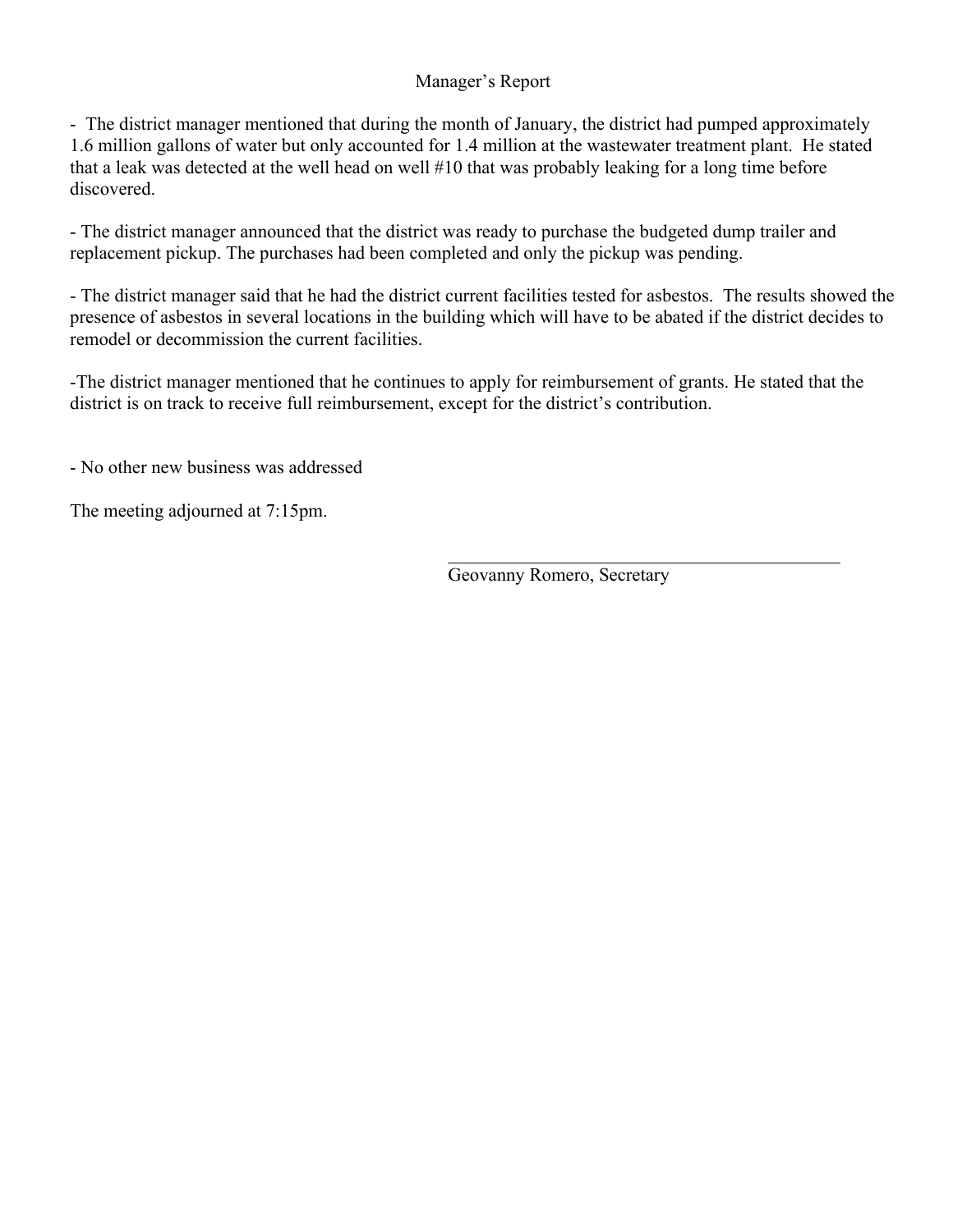## Manager's Report

- The district manager mentioned that during the month of January, the district had pumped approximately 1.6 million gallons of water but only accounted for 1.4 million at the wastewater treatment plant. He stated that a leak was detected at the well head on well #10 that was probably leaking for a long time before discovered.

- The district manager announced that the district was ready to purchase the budgeted dump trailer and replacement pickup. The purchases had been completed and only the pickup was pending.

- The district manager said that he had the district current facilities tested for asbestos. The results showed the presence of asbestos in several locations in the building which will have to be abated if the district decides to remodel or decommission the current facilities.

- The district manager mentioned that he continues to apply for reimbursement of grants. He stated that the district is on track to receive full reimbursement, except for the district's contribution.

- No other new business was addressed

The meeting adjourned at 7:15pm.

\_\_\_\_\_\_\_\_\_\_\_\_\_\_\_\_\_\_\_\_\_\_\_\_\_\_\_\_\_\_\_\_\_\_\_\_\_\_\_\_\_\_\_\_

Geovanny Romero, Secretary